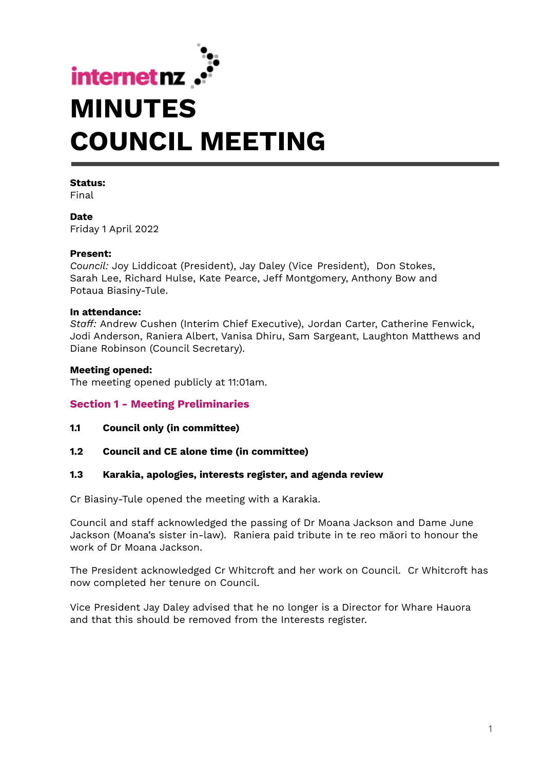internetnz

# MINUTES
# COUNCIL MEETING

**Status:**
Final

**Date**
Friday 1 April 2022

**Present:**
*Council:* Joy Liddicoat (President), Jay Daley (Vice President), Don Stokes, Sarah Lee, Richard Hulse, Kate Pearce, Jeff Montgomery, Anthony Bow and Potaua Biasiny-Tule.

**In attendance:**
*Staff:* Andrew Cushen (Interim Chief Executive), Jordan Carter, Catherine Fenwick, Jodi Anderson, Raniera Albert, Vanisa Dhiru, Sam Sargeant, Laughton Matthews and Diane Robinson (Council Secretary).

**Meeting opened:**
The meeting opened publicly at 11:01am.

## Section 1 - Meeting Preliminaries

### 1.1 Council only (in committee)

### 1.2 Council and CE alone time (in committee)

### 1.3 Karakia, apologies, interests register, and agenda review

Cr Biasiny-Tule opened the meeting with a Karakia.

Council and staff acknowledged the passing of Dr Moana Jackson and Dame June Jackson (Moana's sister in-law). Raniera paid tribute in te reo māori to honour the work of Dr Moana Jackson.

The President acknowledged Cr Whitcroft and her work on Council. Cr Whitcroft has now completed her tenure on Council.

Vice President Jay Daley advised that he no longer is a Director for Whare Hauora and that this should be removed from the Interests register.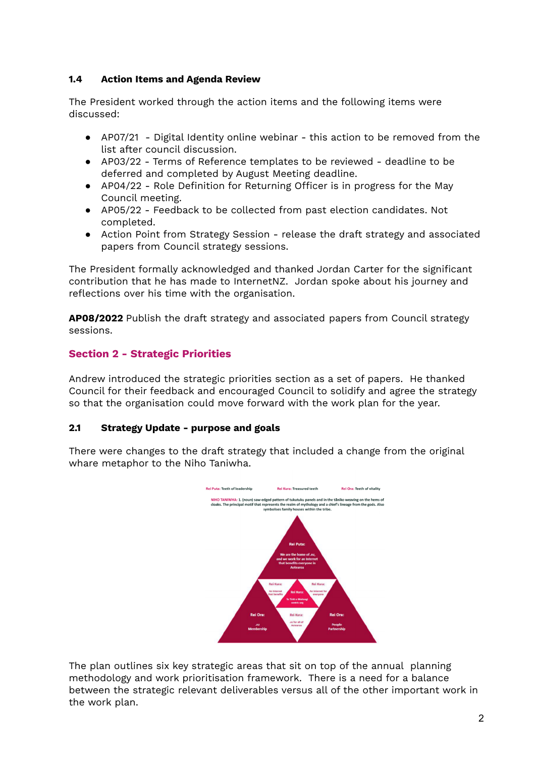### 1.4 Action Items and Agenda Review

The President worked through the action items and the following items were discussed:

- AP07/21 - Digital Identity online webinar - this action to be removed from the list after council discussion.
- AP03/22 - Terms of Reference templates to be reviewed - deadline to be deferred and completed by August Meeting deadline.
- AP04/22 - Role Definition for Returning Officer is in progress for the May Council meeting.
- AP05/22 - Feedback to be collected from past election candidates. Not completed.
- Action Point from Strategy Session - release the draft strategy and associated papers from Council strategy sessions.

The President formally acknowledged and thanked Jordan Carter for the significant contribution that he has made to InternetNZ. Jordan spoke about his journey and reflections over his time with the organisation.

**AP08/2022** Publish the draft strategy and associated papers from Council strategy sessions.

## Section 2 - Strategic Priorities

Andrew introduced the strategic priorities section as a set of papers. He thanked Council for their feedback and encouraged Council to solidify and agree the strategy so that the organisation could move forward with the work plan for the year.

### 2.1 Strategy Update - purpose and goals

There were changes to the draft strategy that included a change from the original whare metaphor to the Niho Taniwha.

Rei Puta: Teeth of leadership  Rei Kura: Treasured teeth  Rei Ora: Teeth of vitality

NIHO TANIWHA: 1. (noun) saw-edged pattern of tukutuku panels and in the tāniko weaving on the hems of cloaks. The principal motif that represents the realm of mythology and a chief's lineage from the gods. Also symbolises family houses within the tribe.

Rei Puta: We are the home of .nz, and we work for an Internet that benefits everyone in Aotearoa

Rei Kura: An Internet that benefits

Rei Kura: An Internet for everyone

Rei Kura: Te Tiriti o Waitangi centric org

Rei Kura: .nz for all of Aotearoa

Rei Ora: .nz Membership

Rei Ora: People Partnership

The plan outlines six key strategic areas that sit on top of the annual planning methodology and work prioritisation framework. There is a need for a balance between the strategic relevant deliverables versus all of the other important work in the work plan.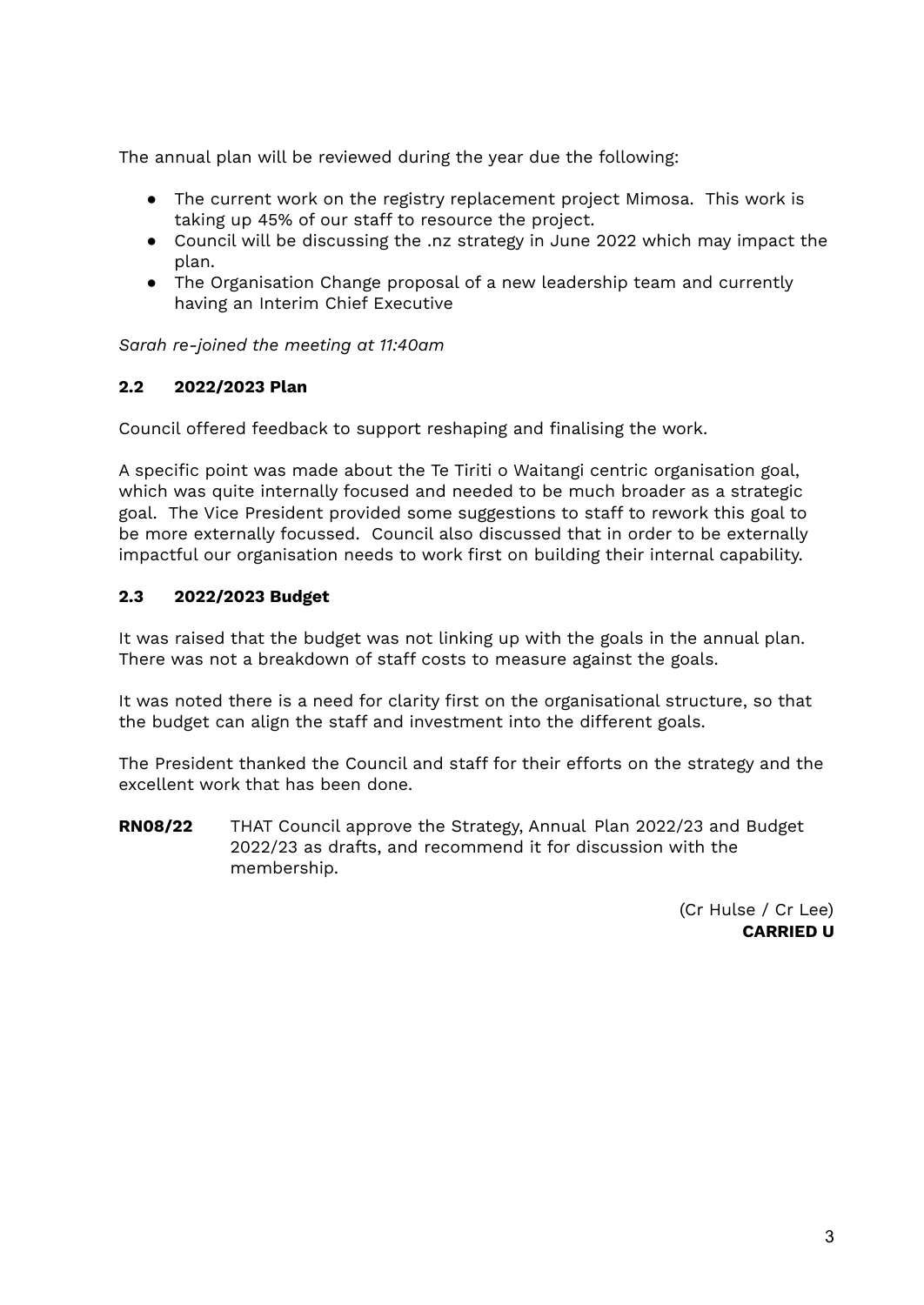The annual plan will be reviewed during the year due the following:

- The current work on the registry replacement project Mimosa. This work is taking up 45% of our staff to resource the project.
- Council will be discussing the .nz strategy in June 2022 which may impact the plan.
- The Organisation Change proposal of a new leadership team and currently having an Interim Chief Executive

*Sarah re-joined the meeting at 11:40am*

### 2.2 2022/2023 Plan

Council offered feedback to support reshaping and finalising the work.

A specific point was made about the Te Tiriti o Waitangi centric organisation goal, which was quite internally focused and needed to be much broader as a strategic goal. The Vice President provided some suggestions to staff to rework this goal to be more externally focussed. Council also discussed that in order to be externally impactful our organisation needs to work first on building their internal capability.

### 2.3 2022/2023 Budget

It was raised that the budget was not linking up with the goals in the annual plan. There was not a breakdown of staff costs to measure against the goals.

It was noted there is a need for clarity first on the organisational structure, so that the budget can align the staff and investment into the different goals.

The President thanked the Council and staff for their efforts on the strategy and the excellent work that has been done.

**RN08/22** THAT Council approve the Strategy, Annual Plan 2022/23 and Budget 2022/23 as drafts, and recommend it for discussion with the membership.

(Cr Hulse / Cr Lee)
**CARRIED U**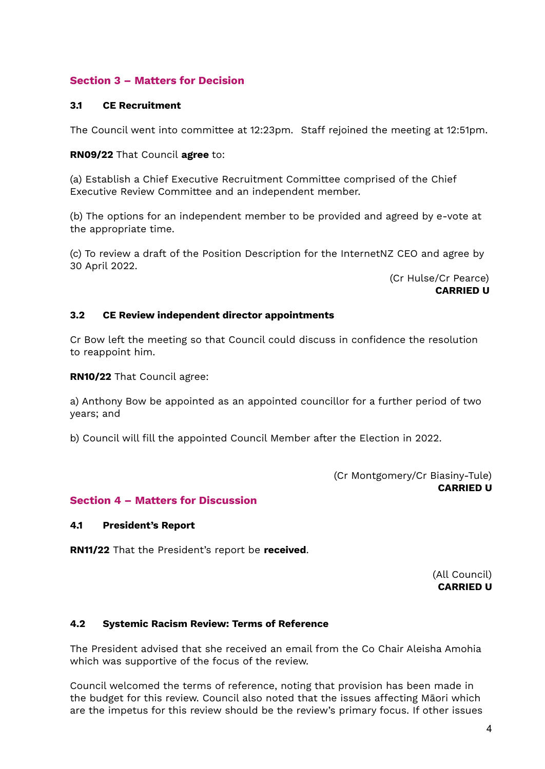## Section 3 – Matters for Decision

### 3.1 CE Recruitment

The Council went into committee at 12:23pm. Staff rejoined the meeting at 12:51pm.

**RN09/22** That Council **agree** to:

(a) Establish a Chief Executive Recruitment Committee comprised of the Chief Executive Review Committee and an independent member.

(b) The options for an independent member to be provided and agreed by e-vote at the appropriate time.

(c) To review a draft of the Position Description for the InternetNZ CEO and agree by 30 April 2022.

(Cr Hulse/Cr Pearce)
**CARRIED U**

### 3.2 CE Review independent director appointments

Cr Bow left the meeting so that Council could discuss in confidence the resolution to reappoint him.

**RN10/22** That Council agree:

a) Anthony Bow be appointed as an appointed councillor for a further period of two years; and

b) Council will fill the appointed Council Member after the Election in 2022.

(Cr Montgomery/Cr Biasiny-Tule)
**CARRIED U**

## Section 4 – Matters for Discussion

### 4.1 President's Report

**RN11/22** That the President's report be **received**.

(All Council)
**CARRIED U**

### 4.2 Systemic Racism Review: Terms of Reference

The President advised that she received an email from the Co Chair Aleisha Amohia which was supportive of the focus of the review.

Council welcomed the terms of reference, noting that provision has been made in the budget for this review. Council also noted that the issues affecting Māori which are the impetus for this review should be the review's primary focus. If other issues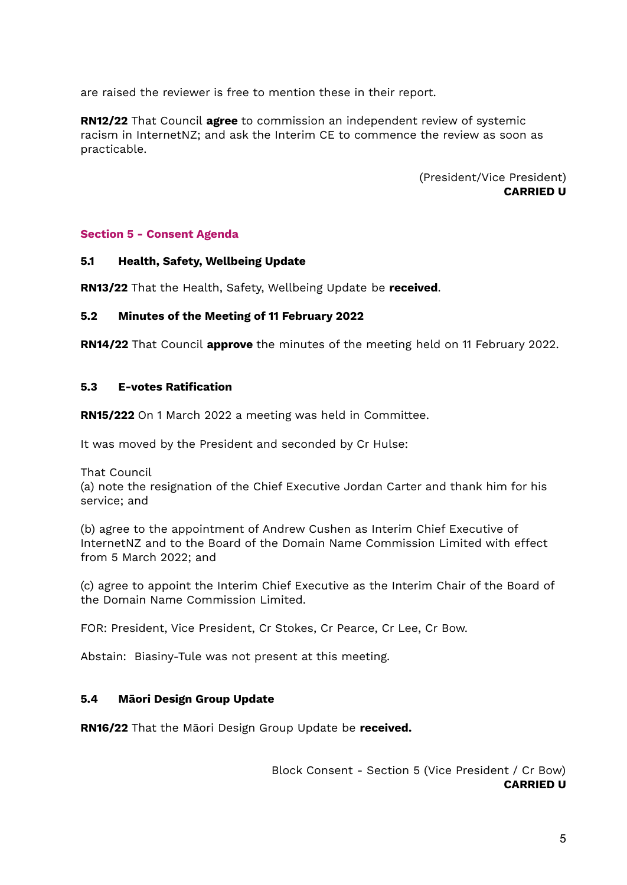are raised the reviewer is free to mention these in their report.

**RN12/22** That Council **agree** to commission an independent review of systemic racism in InternetNZ; and ask the Interim CE to commence the review as soon as practicable.

(President/Vice President)
**CARRIED U**

### Section 5 - Consent Agenda

**5.1 Health, Safety, Wellbeing Update**

**RN13/22** That the Health, Safety, Wellbeing Update be **received**.

**5.2 Minutes of the Meeting of 11 February 2022**

**RN14/22** That Council **approve** the minutes of the meeting held on 11 February 2022.

**5.3 E-votes Ratification**

**RN15/222** On 1 March 2022 a meeting was held in Committee.

It was moved by the President and seconded by Cr Hulse:

That Council
(a) note the resignation of the Chief Executive Jordan Carter and thank him for his service; and

(b) agree to the appointment of Andrew Cushen as Interim Chief Executive of InternetNZ and to the Board of the Domain Name Commission Limited with effect from 5 March 2022; and

(c) agree to appoint the Interim Chief Executive as the Interim Chair of the Board of the Domain Name Commission Limited.

FOR: President, Vice President, Cr Stokes, Cr Pearce, Cr Lee, Cr Bow.

Abstain: Biasiny-Tule was not present at this meeting.

**5.4 Māori Design Group Update**

**RN16/22** That the Māori Design Group Update be **received.**

Block Consent - Section 5 (Vice President / Cr Bow)
**CARRIED U**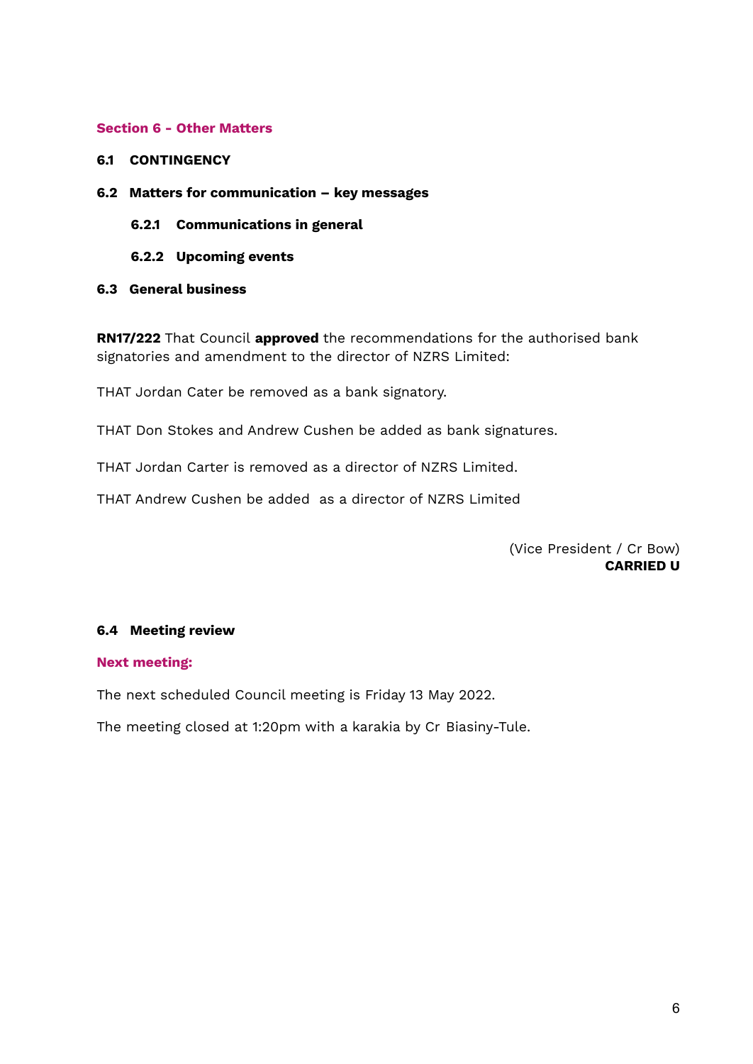## Section 6 - Other Matters

### 6.1 CONTINGENCY

### 6.2 Matters for communication – key messages

#### 6.2.1 Communications in general

#### 6.2.2 Upcoming events

### 6.3 General business

**RN17/222** That Council **approved** the recommendations for the authorised bank signatories and amendment to the director of NZRS Limited:

THAT Jordan Cater be removed as a bank signatory.

THAT Don Stokes and Andrew Cushen be added as bank signatures.

THAT Jordan Carter is removed as a director of NZRS Limited.

THAT Andrew Cushen be added as a director of NZRS Limited

(Vice President / Cr Bow)
**CARRIED U**

### 6.4 Meeting review

**Next meeting:**

The next scheduled Council meeting is Friday 13 May 2022.

The meeting closed at 1:20pm with a karakia by Cr Biasiny-Tule.